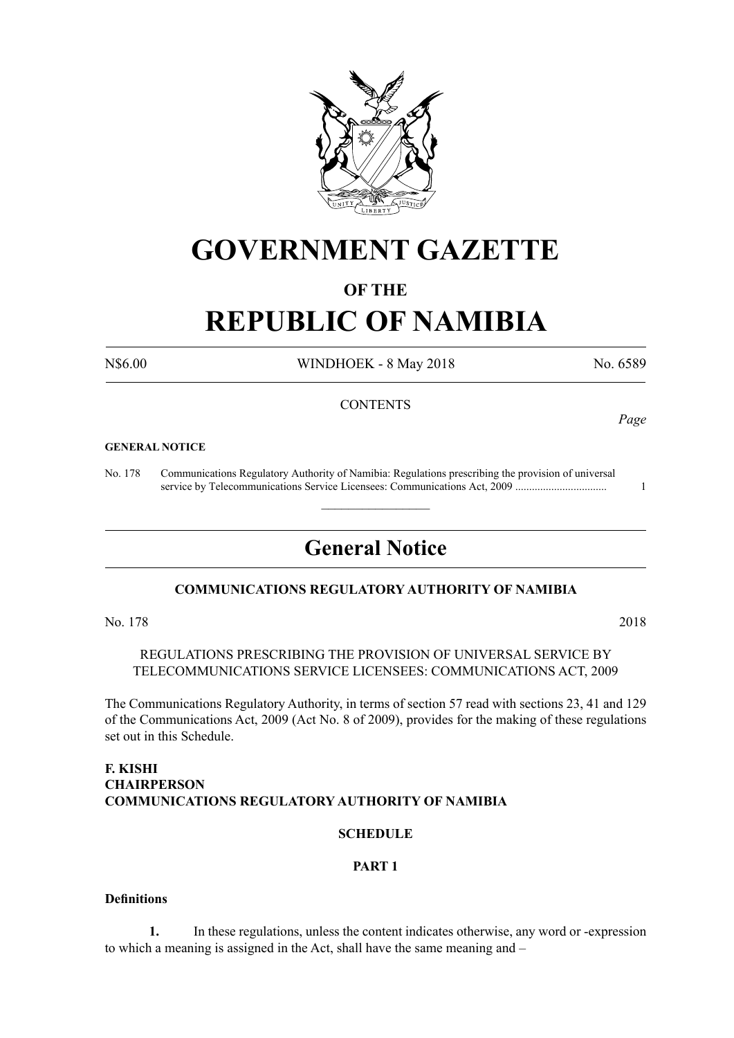# GOVERNMENT GAZETTE

## OF THE

# REPUBLIC OF NAMIBIA

N$6.00 WINDHOEK - 8 May 2018 No. 6589

CONTENTS

*Page*

**GENERAL NOTICE**

No. 178 Communications Regulatory Authority of Namibia: Regulations prescribing the provision of universal service by Telecommunications Service Licensees: Communications Act, 2009 ................................. 1

---

## General Notice

### COMMUNICATIONS REGULATORY AUTHORITY OF NAMIBIA

No. 178 2018

REGULATIONS PRESCRIBING THE PROVISION OF UNIVERSAL SERVICE BY TELECOMMUNICATIONS SERVICE LICENSEES: COMMUNICATIONS ACT, 2009

The Communications Regulatory Authority, in terms of section 57 read with sections 23, 41 and 129 of the Communications Act, 2009 (Act No. 8 of 2009), provides for the making of these regulations set out in this Schedule.

**F. KISHI**
**CHAIRPERSON**
**COMMUNICATIONS REGULATORY AUTHORITY OF NAMIBIA**

**SCHEDULE**

**PART 1**

**Definitions**

**1.** In these regulations, unless the content indicates otherwise, any word or -expression to which a meaning is assigned in the Act, shall have the same meaning and –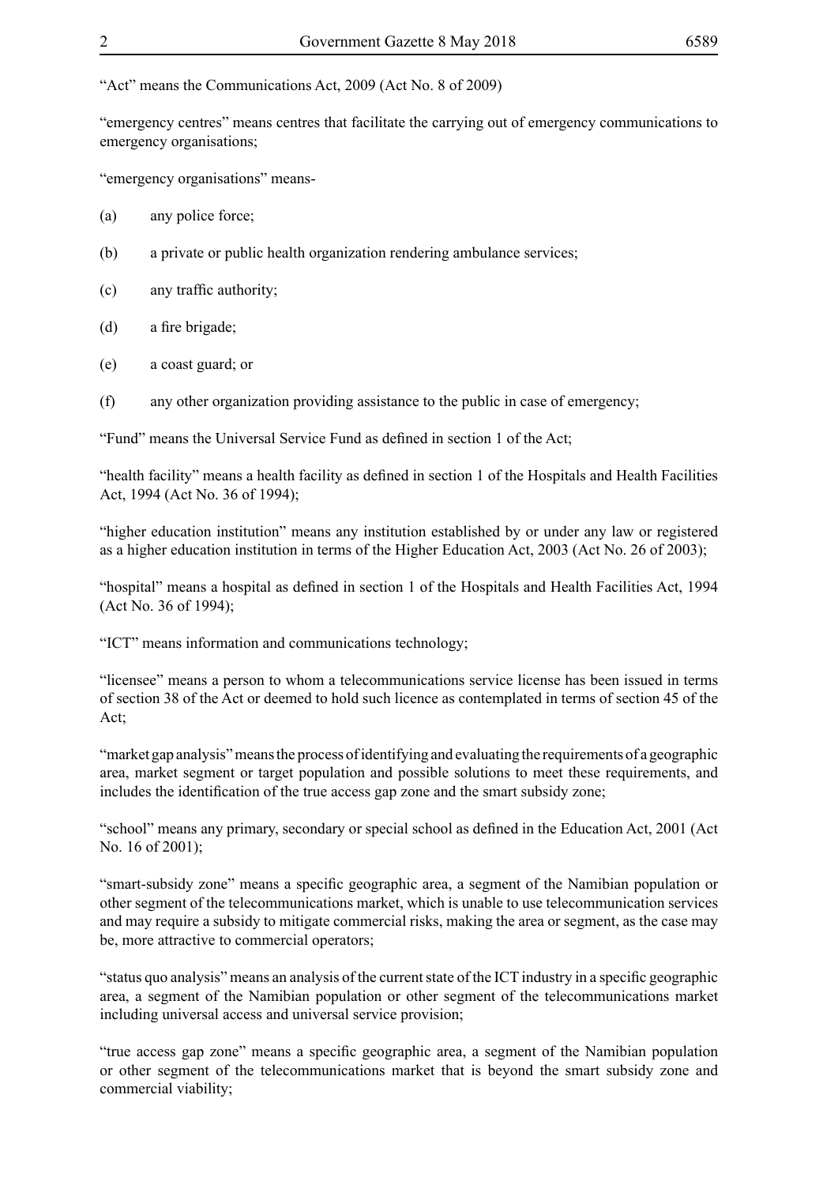"Act" means the Communications Act, 2009 (Act No. 8 of 2009)

"emergency centres" means centres that facilitate the carrying out of emergency communications to emergency organisations;

"emergency organisations" means-

(a) any police force;

(b) a private or public health organization rendering ambulance services;

(c) any traffic authority;

(d) a fire brigade;

(e) a coast guard; or

(f) any other organization providing assistance to the public in case of emergency;

"Fund" means the Universal Service Fund as defined in section 1 of the Act;

"health facility" means a health facility as defined in section 1 of the Hospitals and Health Facilities Act, 1994 (Act No. 36 of 1994);

"higher education institution" means any institution established by or under any law or registered as a higher education institution in terms of the Higher Education Act, 2003 (Act No. 26 of 2003);

"hospital" means a hospital as defined in section 1 of the Hospitals and Health Facilities Act, 1994 (Act No. 36 of 1994);

"ICT" means information and communications technology;

"licensee" means a person to whom a telecommunications service license has been issued in terms of section 38 of the Act or deemed to hold such licence as contemplated in terms of section 45 of the Act;

"market gap analysis" means the process of identifying and evaluating the requirements of a geographic area, market segment or target population and possible solutions to meet these requirements, and includes the identification of the true access gap zone and the smart subsidy zone;

"school" means any primary, secondary or special school as defined in the Education Act, 2001 (Act No. 16 of 2001);

"smart-subsidy zone" means a specific geographic area, a segment of the Namibian population or other segment of the telecommunications market, which is unable to use telecommunication services and may require a subsidy to mitigate commercial risks, making the area or segment, as the case may be, more attractive to commercial operators;

"status quo analysis" means an analysis of the current state of the ICT industry in a specific geographic area, a segment of the Namibian population or other segment of the telecommunications market including universal access and universal service provision;

"true access gap zone" means a specific geographic area, a segment of the Namibian population or other segment of the telecommunications market that is beyond the smart subsidy zone and commercial viability;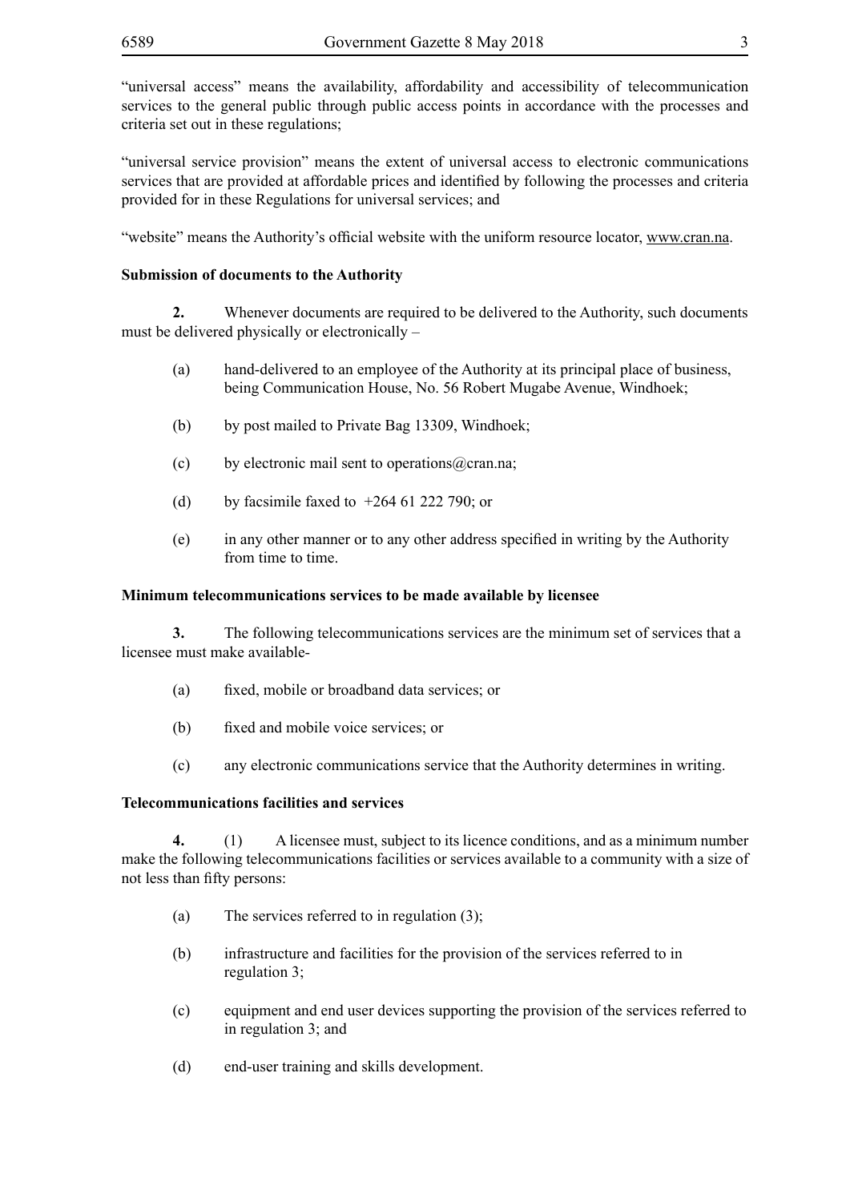"universal access" means the availability, affordability and accessibility of telecommunication services to the general public through public access points in accordance with the processes and criteria set out in these regulations;

"universal service provision" means the extent of universal access to electronic communications services that are provided at affordable prices and identified by following the processes and criteria provided for in these Regulations for universal services; and

"website" means the Authority's official website with the uniform resource locator, www.cran.na.

**Submission of documents to the Authority**

**2.** Whenever documents are required to be delivered to the Authority, such documents must be delivered physically or electronically –

(a) hand-delivered to an employee of the Authority at its principal place of business, being Communication House, No. 56 Robert Mugabe Avenue, Windhoek;

(b) by post mailed to Private Bag 13309, Windhoek;

(c) by electronic mail sent to operations@cran.na;

(d) by facsimile faxed to +264 61 222 790; or

(e) in any other manner or to any other address specified in writing by the Authority from time to time.

**Minimum telecommunications services to be made available by licensee**

**3.** The following telecommunications services are the minimum set of services that a licensee must make available-

(a) fixed, mobile or broadband data services; or

(b) fixed and mobile voice services; or

(c) any electronic communications service that the Authority determines in writing.

**Telecommunications facilities and services**

**4.** (1) A licensee must, subject to its licence conditions, and as a minimum number make the following telecommunications facilities or services available to a community with a size of not less than fifty persons:

(a) The services referred to in regulation (3);

(b) infrastructure and facilities for the provision of the services referred to in regulation 3;

(c) equipment and end user devices supporting the provision of the services referred to in regulation 3; and

(d) end-user training and skills development.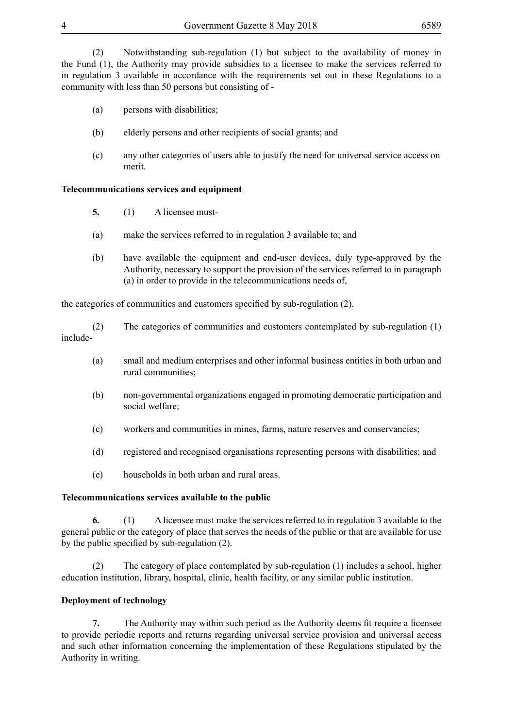(2) Notwithstanding sub-regulation (1) but subject to the availability of money in the Fund (1), the Authority may provide subsidies to a licensee to make the services referred to in regulation 3 available in accordance with the requirements set out in these Regulations to a community with less than 50 persons but consisting of -

(a) persons with disabilities;

(b) elderly persons and other recipients of social grants; and

(c) any other categories of users able to justify the need for universal service access on merit.

**Telecommunications services and equipment**

**5.** (1) A licensee must-

(a) make the services referred to in regulation 3 available to; and

(b) have available the equipment and end-user devices, duly type-approved by the Authority, necessary to support the provision of the services referred to in paragraph (a) in order to provide in the telecommunications needs of,

the categories of communities and customers specified by sub-regulation (2).

(2) The categories of communities and customers contemplated by sub-regulation (1) include-

(a) small and medium enterprises and other informal business entities in both urban and rural communities;

(b) non-governmental organizations engaged in promoting democratic participation and social welfare;

(c) workers and communities in mines, farms, nature reserves and conservancies;

(d) registered and recognised organisations representing persons with disabilities; and

(e) households in both urban and rural areas.

**Telecommunications services available to the public**

**6.** (1) A licensee must make the services referred to in regulation 3 available to the general public or the category of place that serves the needs of the public or that are available for use by the public specified by sub-regulation (2).

(2) The category of place contemplated by sub-regulation (1) includes a school, higher education institution, library, hospital, clinic, health facility, or any similar public institution.

**Deployment of technology**

**7.** The Authority may within such period as the Authority deems fit require a licensee to provide periodic reports and returns regarding universal service provision and universal access and such other information concerning the implementation of these Regulations stipulated by the Authority in writing.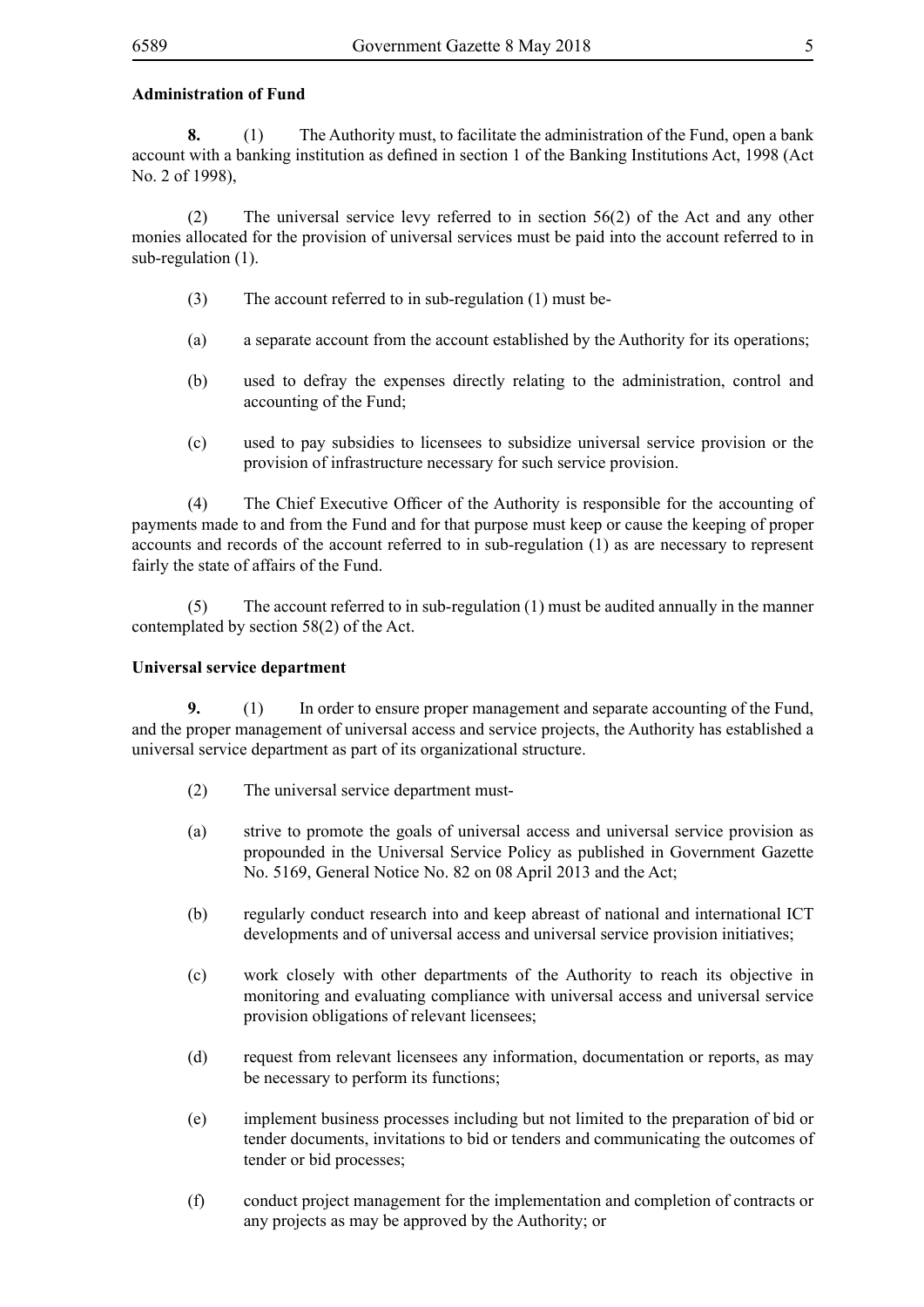**Administration of Fund**

**8.** (1) The Authority must, to facilitate the administration of the Fund, open a bank account with a banking institution as defined in section 1 of the Banking Institutions Act, 1998 (Act No. 2 of 1998),

(2) The universal service levy referred to in section 56(2) of the Act and any other monies allocated for the provision of universal services must be paid into the account referred to in sub-regulation (1).

(3) The account referred to in sub-regulation (1) must be-

(a) a separate account from the account established by the Authority for its operations;

(b) used to defray the expenses directly relating to the administration, control and accounting of the Fund;

(c) used to pay subsidies to licensees to subsidize universal service provision or the provision of infrastructure necessary for such service provision.

(4) The Chief Executive Officer of the Authority is responsible for the accounting of payments made to and from the Fund and for that purpose must keep or cause the keeping of proper accounts and records of the account referred to in sub-regulation (1) as are necessary to represent fairly the state of affairs of the Fund.

(5) The account referred to in sub-regulation (1) must be audited annually in the manner contemplated by section 58(2) of the Act.

**Universal service department**

**9.** (1) In order to ensure proper management and separate accounting of the Fund, and the proper management of universal access and service projects, the Authority has established a universal service department as part of its organizational structure.

(2) The universal service department must-

(a) strive to promote the goals of universal access and universal service provision as propounded in the Universal Service Policy as published in Government Gazette No. 5169, General Notice No. 82 on 08 April 2013 and the Act;

(b) regularly conduct research into and keep abreast of national and international ICT developments and of universal access and universal service provision initiatives;

(c) work closely with other departments of the Authority to reach its objective in monitoring and evaluating compliance with universal access and universal service provision obligations of relevant licensees;

(d) request from relevant licensees any information, documentation or reports, as may be necessary to perform its functions;

(e) implement business processes including but not limited to the preparation of bid or tender documents, invitations to bid or tenders and communicating the outcomes of tender or bid processes;

(f) conduct project management for the implementation and completion of contracts or any projects as may be approved by the Authority; or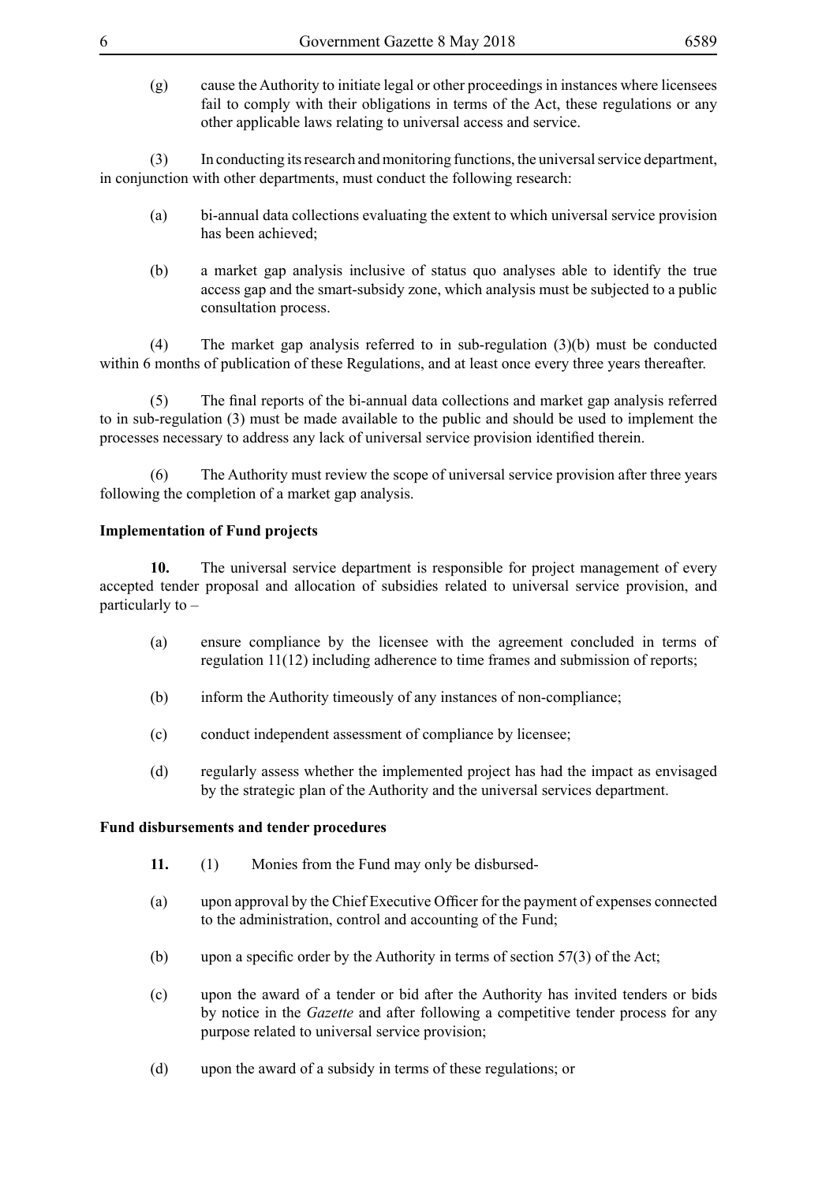(g) cause the Authority to initiate legal or other proceedings in instances where licensees fail to comply with their obligations in terms of the Act, these regulations or any other applicable laws relating to universal access and service.

(3) In conducting its research and monitoring functions, the universal service department, in conjunction with other departments, must conduct the following research:

(a) bi-annual data collections evaluating the extent to which universal service provision has been achieved;

(b) a market gap analysis inclusive of status quo analyses able to identify the true access gap and the smart-subsidy zone, which analysis must be subjected to a public consultation process.

(4) The market gap analysis referred to in sub-regulation (3)(b) must be conducted within 6 months of publication of these Regulations, and at least once every three years thereafter.

(5) The final reports of the bi-annual data collections and market gap analysis referred to in sub-regulation (3) must be made available to the public and should be used to implement the processes necessary to address any lack of universal service provision identified therein.

(6) The Authority must review the scope of universal service provision after three years following the completion of a market gap analysis.

**Implementation of Fund projects**

**10.** The universal service department is responsible for project management of every accepted tender proposal and allocation of subsidies related to universal service provision, and particularly to –

(a) ensure compliance by the licensee with the agreement concluded in terms of regulation 11(12) including adherence to time frames and submission of reports;

(b) inform the Authority timeously of any instances of non-compliance;

(c) conduct independent assessment of compliance by licensee;

(d) regularly assess whether the implemented project has had the impact as envisaged by the strategic plan of the Authority and the universal services department.

**Fund disbursements and tender procedures**

**11.** (1) Monies from the Fund may only be disbursed-

(a) upon approval by the Chief Executive Officer for the payment of expenses connected to the administration, control and accounting of the Fund;

(b) upon a specific order by the Authority in terms of section 57(3) of the Act;

(c) upon the award of a tender or bid after the Authority has invited tenders or bids by notice in the *Gazette* and after following a competitive tender process for any purpose related to universal service provision;

(d) upon the award of a subsidy in terms of these regulations; or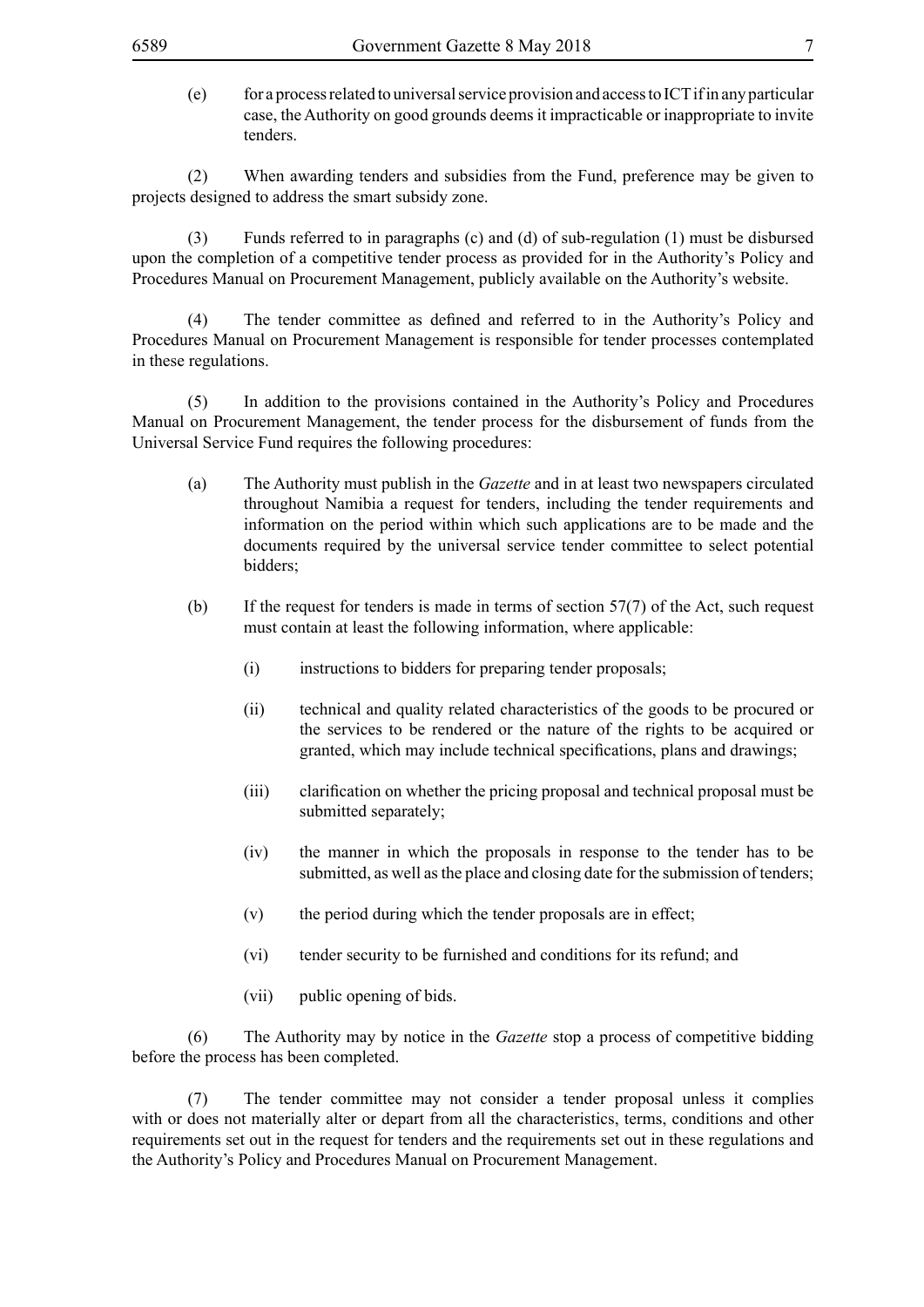(e) for a process related to universal service provision and access to ICT if in any particular case, the Authority on good grounds deems it impracticable or inappropriate to invite tenders.

(2) When awarding tenders and subsidies from the Fund, preference may be given to projects designed to address the smart subsidy zone.

(3) Funds referred to in paragraphs (c) and (d) of sub-regulation (1) must be disbursed upon the completion of a competitive tender process as provided for in the Authority's Policy and Procedures Manual on Procurement Management, publicly available on the Authority's website.

(4) The tender committee as defined and referred to in the Authority's Policy and Procedures Manual on Procurement Management is responsible for tender processes contemplated in these regulations.

(5) In addition to the provisions contained in the Authority's Policy and Procedures Manual on Procurement Management, the tender process for the disbursement of funds from the Universal Service Fund requires the following procedures:

(a) The Authority must publish in the *Gazette* and in at least two newspapers circulated throughout Namibia a request for tenders, including the tender requirements and information on the period within which such applications are to be made and the documents required by the universal service tender committee to select potential bidders;

(b) If the request for tenders is made in terms of section 57(7) of the Act, such request must contain at least the following information, where applicable:

(i) instructions to bidders for preparing tender proposals;

(ii) technical and quality related characteristics of the goods to be procured or the services to be rendered or the nature of the rights to be acquired or granted, which may include technical specifications, plans and drawings;

(iii) clarification on whether the pricing proposal and technical proposal must be submitted separately;

(iv) the manner in which the proposals in response to the tender has to be submitted, as well as the place and closing date for the submission of tenders;

(v) the period during which the tender proposals are in effect;

(vi) tender security to be furnished and conditions for its refund; and

(vii) public opening of bids.

(6) The Authority may by notice in the *Gazette* stop a process of competitive bidding before the process has been completed.

(7) The tender committee may not consider a tender proposal unless it complies with or does not materially alter or depart from all the characteristics, terms, conditions and other requirements set out in the request for tenders and the requirements set out in these regulations and the Authority's Policy and Procedures Manual on Procurement Management.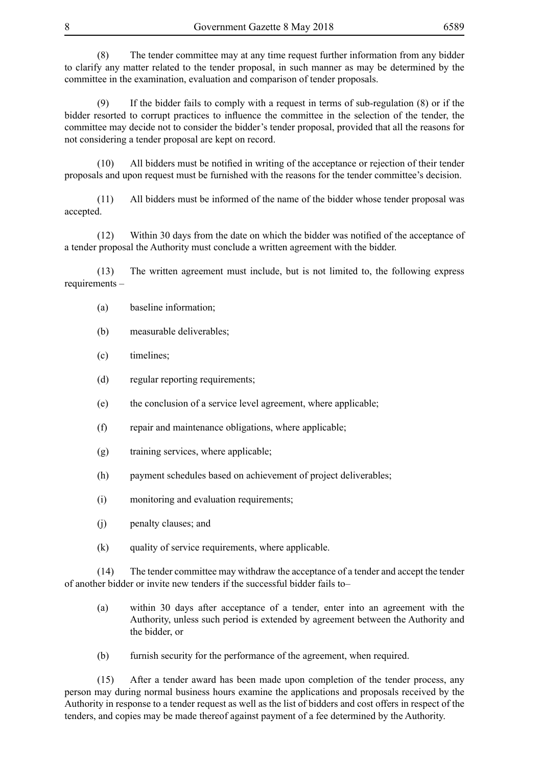(8) The tender committee may at any time request further information from any bidder to clarify any matter related to the tender proposal, in such manner as may be determined by the committee in the examination, evaluation and comparison of tender proposals.

(9) If the bidder fails to comply with a request in terms of sub-regulation (8) or if the bidder resorted to corrupt practices to influence the committee in the selection of the tender, the committee may decide not to consider the bidder's tender proposal, provided that all the reasons for not considering a tender proposal are kept on record.

(10) All bidders must be notified in writing of the acceptance or rejection of their tender proposals and upon request must be furnished with the reasons for the tender committee's decision.

(11) All bidders must be informed of the name of the bidder whose tender proposal was accepted.

(12) Within 30 days from the date on which the bidder was notified of the acceptance of a tender proposal the Authority must conclude a written agreement with the bidder.

(13) The written agreement must include, but is not limited to, the following express requirements –

(a) baseline information;

(b) measurable deliverables;

(c) timelines;

(d) regular reporting requirements;

(e) the conclusion of a service level agreement, where applicable;

(f) repair and maintenance obligations, where applicable;

(g) training services, where applicable;

(h) payment schedules based on achievement of project deliverables;

(i) monitoring and evaluation requirements;

(j) penalty clauses; and

(k) quality of service requirements, where applicable.

(14) The tender committee may withdraw the acceptance of a tender and accept the tender of another bidder or invite new tenders if the successful bidder fails to–

(a) within 30 days after acceptance of a tender, enter into an agreement with the Authority, unless such period is extended by agreement between the Authority and the bidder, or

(b) furnish security for the performance of the agreement, when required.

(15) After a tender award has been made upon completion of the tender process, any person may during normal business hours examine the applications and proposals received by the Authority in response to a tender request as well as the list of bidders and cost offers in respect of the tenders, and copies may be made thereof against payment of a fee determined by the Authority.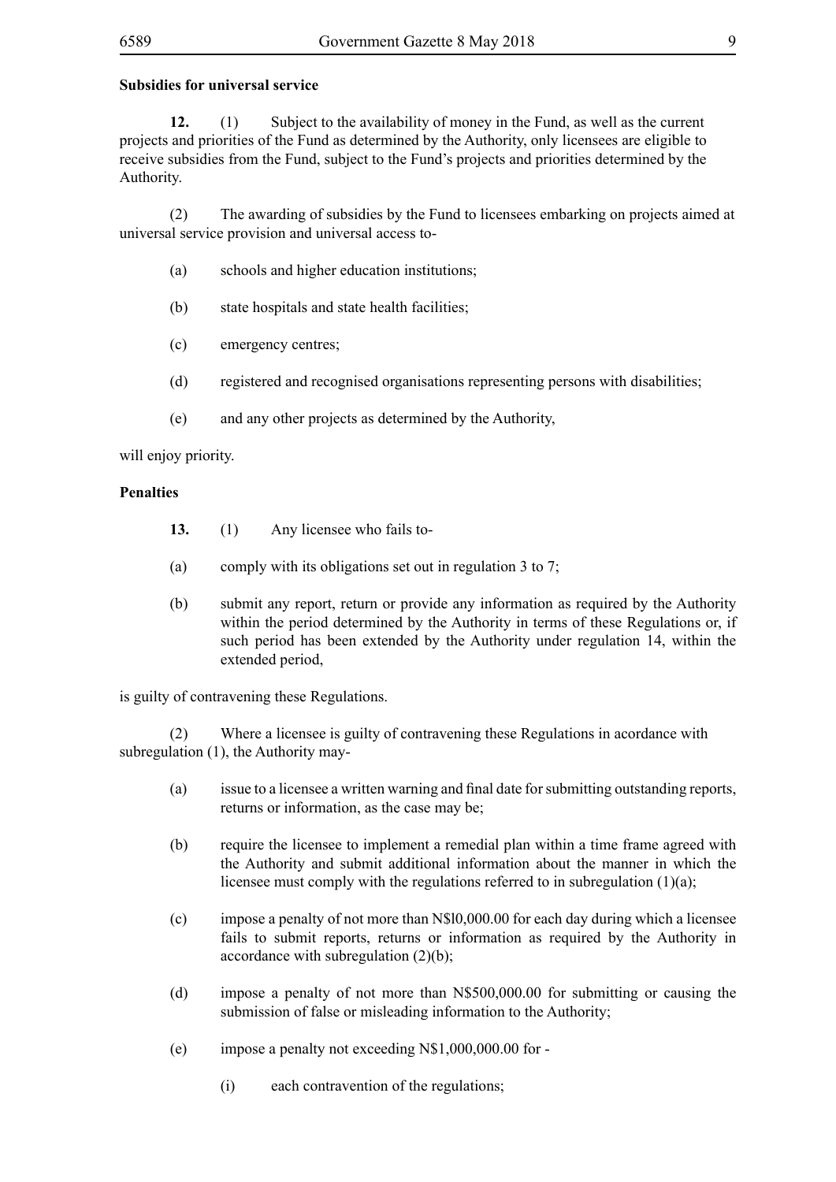**Subsidies for universal service**

**12.** (1) Subject to the availability of money in the Fund, as well as the current projects and priorities of the Fund as determined by the Authority, only licensees are eligible to receive subsidies from the Fund, subject to the Fund's projects and priorities determined by the Authority.

(2) The awarding of subsidies by the Fund to licensees embarking on projects aimed at universal service provision and universal access to-

(a) schools and higher education institutions;

(b) state hospitals and state health facilities;

(c) emergency centres;

(d) registered and recognised organisations representing persons with disabilities;

(e) and any other projects as determined by the Authority,

will enjoy priority.

**Penalties**

**13.** (1) Any licensee who fails to-

(a) comply with its obligations set out in regulation 3 to 7;

(b) submit any report, return or provide any information as required by the Authority within the period determined by the Authority in terms of these Regulations or, if such period has been extended by the Authority under regulation 14, within the extended period,

is guilty of contravening these Regulations.

(2) Where a licensee is guilty of contravening these Regulations in acordance with subregulation (1), the Authority may-

(a) issue to a licensee a written warning and final date for submitting outstanding reports, returns or information, as the case may be;

(b) require the licensee to implement a remedial plan within a time frame agreed with the Authority and submit additional information about the manner in which the licensee must comply with the regulations referred to in subregulation (1)(a);

(c) impose a penalty of not more than N$l0,000.00 for each day during which a licensee fails to submit reports, returns or information as required by the Authority in accordance with subregulation (2)(b);

(d) impose a penalty of not more than N$500,000.00 for submitting or causing the submission of false or misleading information to the Authority;

(e) impose a penalty not exceeding N$1,000,000.00 for -

(i) each contravention of the regulations;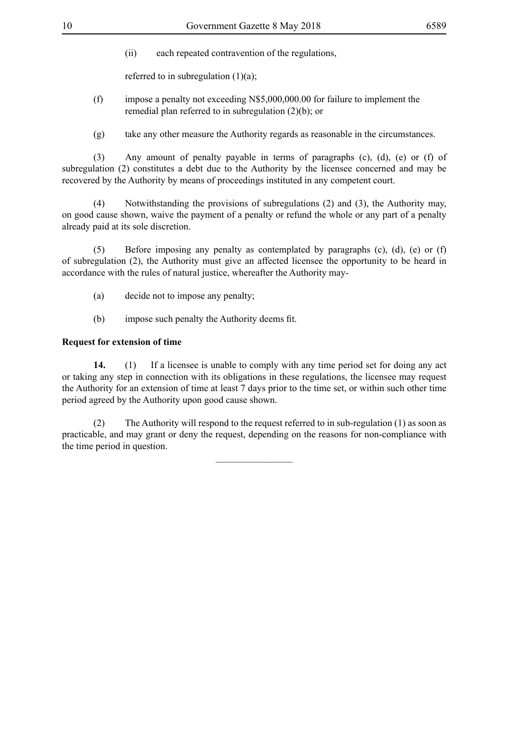(ii) each repeated contravention of the regulations,

referred to in subregulation (1)(a);

(f) impose a penalty not exceeding N$5,000,000.00 for failure to implement the remedial plan referred to in subregulation (2)(b); or

(g) take any other measure the Authority regards as reasonable in the circumstances.

(3) Any amount of penalty payable in terms of paragraphs (c), (d), (e) or (f) of subregulation (2) constitutes a debt due to the Authority by the licensee concerned and may be recovered by the Authority by means of proceedings instituted in any competent court.

(4) Notwithstanding the provisions of subregulations (2) and (3), the Authority may, on good cause shown, waive the payment of a penalty or refund the whole or any part of a penalty already paid at its sole discretion.

(5) Before imposing any penalty as contemplated by paragraphs (c), (d), (e) or (f) of subregulation (2), the Authority must give an affected licensee the opportunity to be heard in accordance with the rules of natural justice, whereafter the Authority may-

(a) decide not to impose any penalty;

(b) impose such penalty the Authority deems fit.

**Request for extension of time**

**14.** (1) If a licensee is unable to comply with any time period set for doing any act or taking any step in connection with its obligations in these regulations, the licensee may request the Authority for an extension of time at least 7 days prior to the time set, or within such other time period agreed by the Authority upon good cause shown.

(2) The Authority will respond to the request referred to in sub-regulation (1) as soon as practicable, and may grant or deny the request, depending on the reasons for non-compliance with the time period in question.

________________